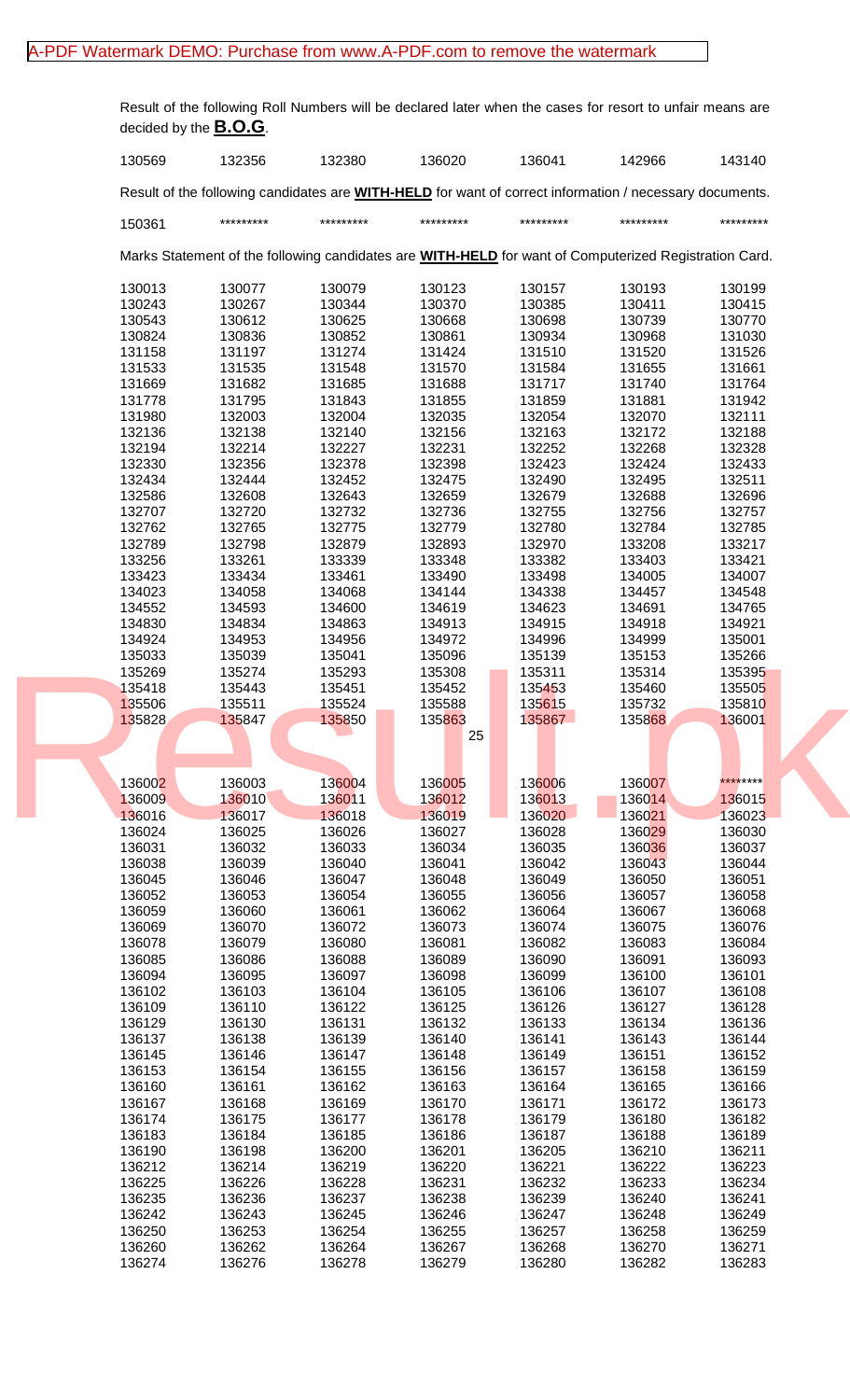Result of the following Roll Numbers will be declared later when the cases for resort to unfair means are decided by the **B.O.G**.

| | | | | | | |
|---|---|---|---|---|---|---|
| 130569 | 132356 | 132380 | 136020 | 136041 | 142966 | 143140 |

Result of the following candidates are **WITH-HELD** for want of correct information / necessary documents.

| | | | | | | |
|---|---|---|---|---|---|---|
| 150361 | ********* | ********* | ********* | ********* | ********* | ********* |

Marks Statement of the following candidates are **WITH-HELD** for want of Computerized Registration Card.

| | | | | | | |
|---|---|---|---|---|---|---|
| 130013 | 130077 | 130079 | 130123 | 130157 | 130193 | 130199 |
| 130243 | 130267 | 130344 | 130370 | 130385 | 130411 | 130415 |
| 130543 | 130612 | 130625 | 130668 | 130698 | 130739 | 130770 |
| 130824 | 130836 | 130852 | 130861 | 130934 | 130968 | 131030 |
| 131158 | 131197 | 131274 | 131424 | 131510 | 131520 | 131526 |
| 131533 | 131535 | 131548 | 131570 | 131584 | 131655 | 131661 |
| 131669 | 131682 | 131685 | 131688 | 131717 | 131740 | 131764 |
| 131778 | 131795 | 131843 | 131855 | 131859 | 131881 | 131942 |
| 131980 | 132003 | 132004 | 132035 | 132054 | 132070 | 132111 |
| 132136 | 132138 | 132140 | 132156 | 132163 | 132172 | 132188 |
| 132194 | 132214 | 132227 | 132231 | 132252 | 132268 | 132328 |
| 132330 | 132356 | 132378 | 132398 | 132423 | 132424 | 132433 |
| 132434 | 132444 | 132452 | 132475 | 132490 | 132495 | 132511 |
| 132586 | 132608 | 132643 | 132659 | 132679 | 132688 | 132696 |
| 132707 | 132720 | 132732 | 132736 | 132755 | 132756 | 132757 |
| 132762 | 132765 | 132775 | 132779 | 132780 | 132784 | 132785 |
| 132789 | 132798 | 132879 | 132893 | 132970 | 133208 | 133217 |
| 133256 | 133261 | 133339 | 133348 | 133382 | 133403 | 133421 |
| 133423 | 133434 | 133461 | 133490 | 133498 | 134005 | 134007 |
| 134023 | 134058 | 134068 | 134144 | 134338 | 134457 | 134548 |
| 134552 | 134593 | 134600 | 134619 | 134623 | 134691 | 134765 |
| 134830 | 134834 | 134863 | 134913 | 134915 | 134918 | 134921 |
| 134924 | 134953 | 134956 | 134972 | 134996 | 134999 | 135001 |
| 135033 | 135039 | 135041 | 135096 | 135139 | 135153 | 135266 |
| 135269 | 135274 | 135293 | 135308 | 135311 | 135314 | 135395 |
| 135418 | 135443 | 135451 | 135452 | 135453 | 135460 | 135505 |
| 135506 | 135511 | 135524 | 135588 | 135615 | 135732 | 135810 |
| 135828 | 135847 | 135850 | 135863 | 135867 | 135868 | 136001 |
| 136002 | 136003 | 136004 | 136005 | 136006 | 136007 | ******** |
| 136009 | 136010 | 136011 | 136012 | 136013 | 136014 | 136015 |
| 136016 | 136017 | 136018 | 136019 | 136020 | 136021 | 136023 |
| 136024 | 136025 | 136026 | 136027 | 136028 | 136029 | 136030 |
| 136031 | 136032 | 136033 | 136034 | 136035 | 136036 | 136037 |
| 136038 | 136039 | 136040 | 136041 | 136042 | 136043 | 136044 |
| 136045 | 136046 | 136047 | 136048 | 136049 | 136050 | 136051 |
| 136052 | 136053 | 136054 | 136055 | 136056 | 136057 | 136058 |
| 136059 | 136060 | 136061 | 136062 | 136064 | 136067 | 136068 |
| 136069 | 136070 | 136072 | 136073 | 136074 | 136075 | 136076 |
| 136078 | 136079 | 136080 | 136081 | 136082 | 136083 | 136084 |
| 136085 | 136086 | 136088 | 136089 | 136090 | 136091 | 136093 |
| 136094 | 136095 | 136097 | 136098 | 136099 | 136100 | 136101 |
| 136102 | 136103 | 136104 | 136105 | 136106 | 136107 | 136108 |
| 136109 | 136110 | 136122 | 136125 | 136126 | 136127 | 136128 |
| 136129 | 136130 | 136131 | 136132 | 136133 | 136134 | 136136 |
| 136137 | 136138 | 136139 | 136140 | 136141 | 136143 | 136144 |
| 136145 | 136146 | 136147 | 136148 | 136149 | 136151 | 136152 |
| 136153 | 136154 | 136155 | 136156 | 136157 | 136158 | 136159 |
| 136160 | 136161 | 136162 | 136163 | 136164 | 136165 | 136166 |
| 136167 | 136168 | 136169 | 136170 | 136171 | 136172 | 136173 |
| 136174 | 136175 | 136177 | 136178 | 136179 | 136180 | 136182 |
| 136183 | 136184 | 136185 | 136186 | 136187 | 136188 | 136189 |
| 136190 | 136198 | 136200 | 136201 | 136205 | 136210 | 136211 |
| 136212 | 136214 | 136219 | 136220 | 136221 | 136222 | 136223 |
| 136225 | 136226 | 136228 | 136231 | 136232 | 136233 | 136234 |
| 136235 | 136236 | 136237 | 136238 | 136239 | 136240 | 136241 |
| 136242 | 136243 | 136245 | 136246 | 136247 | 136248 | 136249 |
| 136250 | 136253 | 136254 | 136255 | 136257 | 136258 | 136259 |
| 136260 | 136262 | 136264 | 136267 | 136268 | 136270 | 136271 |
| 136274 | 136276 | 136278 | 136279 | 136280 | 136282 | 136283 |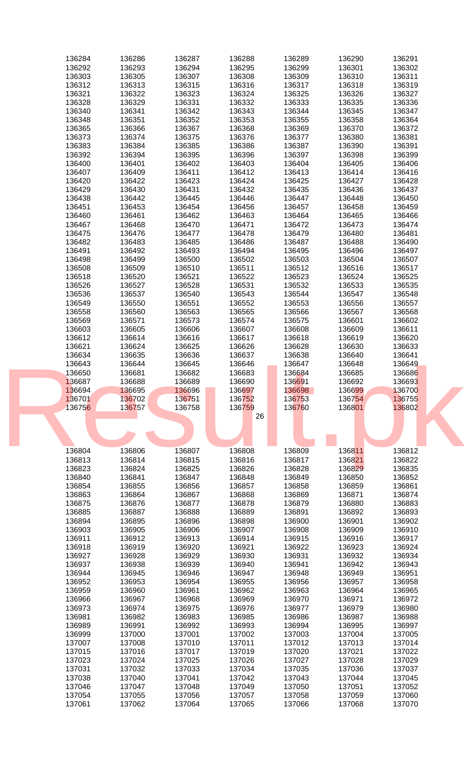| 136284 | 136286 | 136287 | 136288 | 136289 | 136290 | 136291 |
|---|---|---|---|---|---|---|
| 136292 | 136293 | 136294 | 136295 | 136299 | 136301 | 136302 |
| 136303 | 136305 | 136307 | 136308 | 136309 | 136310 | 136311 |
| 136312 | 136313 | 136315 | 136316 | 136317 | 136318 | 136319 |
| 136321 | 136322 | 136323 | 136324 | 136325 | 136326 | 136327 |
| 136328 | 136329 | 136331 | 136332 | 136333 | 136335 | 136336 |
| 136340 | 136341 | 136342 | 136343 | 136344 | 136345 | 136347 |
| 136348 | 136351 | 136352 | 136353 | 136355 | 136358 | 136364 |
| 136365 | 136366 | 136367 | 136368 | 136369 | 136370 | 136372 |
| 136373 | 136374 | 136375 | 136376 | 136377 | 136380 | 136381 |
| 136383 | 136384 | 136385 | 136386 | 136387 | 136390 | 136391 |
| 136392 | 136394 | 136395 | 136396 | 136397 | 136398 | 136399 |
| 136400 | 136401 | 136402 | 136403 | 136404 | 136405 | 136406 |
| 136407 | 136409 | 136411 | 136412 | 136413 | 136414 | 136416 |
| 136420 | 136422 | 136423 | 136424 | 136425 | 136427 | 136428 |
| 136429 | 136430 | 136431 | 136432 | 136435 | 136436 | 136437 |
| 136438 | 136442 | 136445 | 136446 | 136447 | 136448 | 136450 |
| 136451 | 136453 | 136454 | 136456 | 136457 | 136458 | 136459 |
| 136460 | 136461 | 136462 | 136463 | 136464 | 136465 | 136466 |
| 136467 | 136468 | 136470 | 136471 | 136472 | 136473 | 136474 |
| 136475 | 136476 | 136477 | 136478 | 136479 | 136480 | 136481 |
| 136482 | 136483 | 136485 | 136486 | 136487 | 136488 | 136490 |
| 136491 | 136492 | 136493 | 136494 | 136495 | 136496 | 136497 |
| 136498 | 136499 | 136500 | 136502 | 136503 | 136504 | 136507 |
| 136508 | 136509 | 136510 | 136511 | 136512 | 136516 | 136517 |
| 136518 | 136520 | 136521 | 136522 | 136523 | 136524 | 136525 |
| 136526 | 136527 | 136528 | 136531 | 136532 | 136533 | 136535 |
| 136536 | 136537 | 136540 | 136543 | 136544 | 136547 | 136548 |
| 136549 | 136550 | 136551 | 136552 | 136553 | 136556 | 136557 |
| 136558 | 136560 | 136563 | 136565 | 136566 | 136567 | 136568 |
| 136569 | 136571 | 136573 | 136574 | 136575 | 136601 | 136602 |
| 136603 | 136605 | 136606 | 136607 | 136608 | 136609 | 136611 |
| 136612 | 136614 | 136616 | 136617 | 136618 | 136619 | 136620 |
| 136621 | 136624 | 136625 | 136626 | 136628 | 136630 | 136633 |
| 136634 | 136635 | 136636 | 136637 | 136638 | 136640 | 136641 |
| 136643 | 136644 | 136645 | 136646 | 136647 | 136648 | 136649 |
| 136650 | 136681 | 136682 | 136683 | 136684 | 136685 | 136686 |
| 136687 | 136688 | 136689 | 136690 | 136691 | 136692 | 136693 |
| 136694 | 136695 | 136696 | 136697 | 136698 | 136699 | 136700 |
| 136701 | 136702 | 136751 | 136752 | 136753 | 136754 | 136755 |
| 136756 | 136757 | 136758 | 136759 | 136760 | 136801 | 136802 |

| 136804 | 136806 | 136807 | 136808 | 136809 | 136811 | 136812 |
|---|---|---|---|---|---|---|
| 136813 | 136814 | 136815 | 136816 | 136817 | 136821 | 136822 |
| 136823 | 136824 | 136825 | 136826 | 136828 | 136829 | 136835 |
| 136840 | 136841 | 136847 | 136848 | 136849 | 136850 | 136852 |
| 136854 | 136855 | 136856 | 136857 | 136858 | 136859 | 136861 |
| 136863 | 136864 | 136867 | 136868 | 136869 | 136871 | 136874 |
| 136875 | 136876 | 136877 | 136878 | 136879 | 136880 | 136883 |
| 136885 | 136887 | 136888 | 136889 | 136891 | 136892 | 136893 |
| 136894 | 136895 | 136896 | 136898 | 136900 | 136901 | 136902 |
| 136903 | 136905 | 136906 | 136907 | 136908 | 136909 | 136910 |
| 136911 | 136912 | 136913 | 136914 | 136915 | 136916 | 136917 |
| 136918 | 136919 | 136920 | 136921 | 136922 | 136923 | 136924 |
| 136927 | 136928 | 136929 | 136930 | 136931 | 136932 | 136934 |
| 136937 | 136938 | 136939 | 136940 | 136941 | 136942 | 136943 |
| 136944 | 136945 | 136946 | 136947 | 136948 | 136949 | 136951 |
| 136952 | 136953 | 136954 | 136955 | 136956 | 136957 | 136958 |
| 136959 | 136960 | 136961 | 136962 | 136963 | 136964 | 136965 |
| 136966 | 136967 | 136968 | 136969 | 136970 | 136971 | 136972 |
| 136973 | 136974 | 136975 | 136976 | 136977 | 136979 | 136980 |
| 136981 | 136982 | 136983 | 136985 | 136986 | 136987 | 136988 |
| 136989 | 136991 | 136992 | 136993 | 136994 | 136995 | 136997 |
| 136999 | 137000 | 137001 | 137002 | 137003 | 137004 | 137005 |
| 137007 | 137008 | 137010 | 137011 | 137012 | 137013 | 137014 |
| 137015 | 137016 | 137017 | 137019 | 137020 | 137021 | 137022 |
| 137023 | 137024 | 137025 | 137026 | 137027 | 137028 | 137029 |
| 137031 | 137032 | 137033 | 137034 | 137035 | 137036 | 137037 |
| 137038 | 137040 | 137041 | 137042 | 137043 | 137044 | 137045 |
| 137046 | 137047 | 137048 | 137049 | 137050 | 137051 | 137052 |
| 137054 | 137055 | 137056 | 137057 | 137058 | 137059 | 137060 |
| 137061 | 137062 | 137064 | 137065 | 137066 | 137068 | 137070 |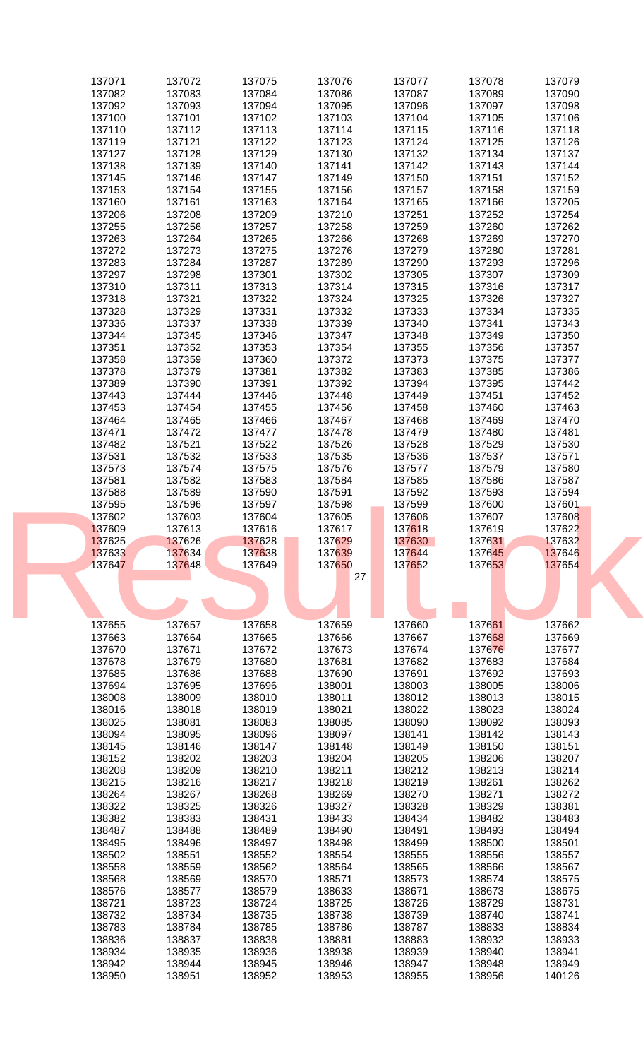| | | | | | | |
|---|---|---|---|---|---|---|
| 137071 | 137072 | 137075 | 137076 | 137077 | 137078 | 137079 |
| 137082 | 137083 | 137084 | 137086 | 137087 | 137089 | 137090 |
| 137092 | 137093 | 137094 | 137095 | 137096 | 137097 | 137098 |
| 137100 | 137101 | 137102 | 137103 | 137104 | 137105 | 137106 |
| 137110 | 137112 | 137113 | 137114 | 137115 | 137116 | 137118 |
| 137119 | 137121 | 137122 | 137123 | 137124 | 137125 | 137126 |
| 137127 | 137128 | 137129 | 137130 | 137132 | 137134 | 137137 |
| 137138 | 137139 | 137140 | 137141 | 137142 | 137143 | 137144 |
| 137145 | 137146 | 137147 | 137149 | 137150 | 137151 | 137152 |
| 137153 | 137154 | 137155 | 137156 | 137157 | 137158 | 137159 |
| 137160 | 137161 | 137163 | 137164 | 137165 | 137166 | 137205 |
| 137206 | 137208 | 137209 | 137210 | 137251 | 137252 | 137254 |
| 137255 | 137256 | 137257 | 137258 | 137259 | 137260 | 137262 |
| 137263 | 137264 | 137265 | 137266 | 137268 | 137269 | 137270 |
| 137272 | 137273 | 137275 | 137276 | 137279 | 137280 | 137281 |
| 137283 | 137284 | 137287 | 137289 | 137290 | 137293 | 137296 |
| 137297 | 137298 | 137301 | 137302 | 137305 | 137307 | 137309 |
| 137310 | 137311 | 137313 | 137314 | 137315 | 137316 | 137317 |
| 137318 | 137321 | 137322 | 137324 | 137325 | 137326 | 137327 |
| 137328 | 137329 | 137331 | 137332 | 137333 | 137334 | 137335 |
| 137336 | 137337 | 137338 | 137339 | 137340 | 137341 | 137343 |
| 137344 | 137345 | 137346 | 137347 | 137348 | 137349 | 137350 |
| 137351 | 137352 | 137353 | 137354 | 137355 | 137356 | 137357 |
| 137358 | 137359 | 137360 | 137372 | 137373 | 137375 | 137377 |
| 137378 | 137379 | 137381 | 137382 | 137383 | 137385 | 137386 |
| 137389 | 137390 | 137391 | 137392 | 137394 | 137395 | 137442 |
| 137443 | 137444 | 137446 | 137448 | 137449 | 137451 | 137452 |
| 137453 | 137454 | 137455 | 137456 | 137458 | 137460 | 137463 |
| 137464 | 137465 | 137466 | 137467 | 137468 | 137469 | 137470 |
| 137471 | 137472 | 137477 | 137478 | 137479 | 137480 | 137481 |
| 137482 | 137521 | 137522 | 137526 | 137528 | 137529 | 137530 |
| 137531 | 137532 | 137533 | 137535 | 137536 | 137537 | 137571 |
| 137573 | 137574 | 137575 | 137576 | 137577 | 137579 | 137580 |
| 137581 | 137582 | 137583 | 137584 | 137585 | 137586 | 137587 |
| 137588 | 137589 | 137590 | 137591 | 137592 | 137593 | 137594 |
| 137595 | 137596 | 137597 | 137598 | 137599 | 137600 | 137601 |
| 137602 | 137603 | 137604 | 137605 | 137606 | 137607 | 137608 |
| 137609 | 137613 | 137616 | 137617 | 137618 | 137619 | 137622 |
| 137625 | 137626 | 137628 | 137629 | 137630 | 137631 | 137632 |
| 137633 | 137634 | 137638 | 137639 | 137644 | 137645 | 137646 |
| 137647 | 137648 | 137649 | 137650 | 137652 | 137653 | 137654 |
| 137655 | 137657 | 137658 | 137659 | 137660 | 137661 | 137662 |
| 137663 | 137664 | 137665 | 137666 | 137667 | 137668 | 137669 |
| 137670 | 137671 | 137672 | 137673 | 137674 | 137676 | 137677 |
| 137678 | 137679 | 137680 | 137681 | 137682 | 137683 | 137684 |
| 137685 | 137686 | 137688 | 137690 | 137691 | 137692 | 137693 |
| 137694 | 137695 | 137696 | 138001 | 138003 | 138005 | 138006 |
| 138008 | 138009 | 138010 | 138011 | 138012 | 138013 | 138015 |
| 138016 | 138018 | 138019 | 138021 | 138022 | 138023 | 138024 |
| 138025 | 138081 | 138083 | 138085 | 138090 | 138092 | 138093 |
| 138094 | 138095 | 138096 | 138097 | 138141 | 138142 | 138143 |
| 138145 | 138146 | 138147 | 138148 | 138149 | 138150 | 138151 |
| 138152 | 138202 | 138203 | 138204 | 138205 | 138206 | 138207 |
| 138208 | 138209 | 138210 | 138211 | 138212 | 138213 | 138214 |
| 138215 | 138216 | 138217 | 138218 | 138219 | 138261 | 138262 |
| 138264 | 138267 | 138268 | 138269 | 138270 | 138271 | 138272 |
| 138322 | 138325 | 138326 | 138327 | 138328 | 138329 | 138381 |
| 138382 | 138383 | 138431 | 138433 | 138434 | 138482 | 138483 |
| 138487 | 138488 | 138489 | 138490 | 138491 | 138493 | 138494 |
| 138495 | 138496 | 138497 | 138498 | 138499 | 138500 | 138501 |
| 138502 | 138551 | 138552 | 138554 | 138555 | 138556 | 138557 |
| 138558 | 138559 | 138562 | 138564 | 138565 | 138566 | 138567 |
| 138568 | 138569 | 138570 | 138571 | 138573 | 138574 | 138575 |
| 138576 | 138577 | 138579 | 138633 | 138671 | 138673 | 138675 |
| 138721 | 138723 | 138724 | 138725 | 138726 | 138729 | 138731 |
| 138732 | 138734 | 138735 | 138738 | 138739 | 138740 | 138741 |
| 138783 | 138784 | 138785 | 138786 | 138787 | 138833 | 138834 |
| 138836 | 138837 | 138838 | 138881 | 138883 | 138932 | 138933 |
| 138934 | 138935 | 138936 | 138938 | 138939 | 138940 | 138941 |
| 138942 | 138944 | 138945 | 138946 | 138947 | 138948 | 138949 |
| 138950 | 138951 | 138952 | 138953 | 138955 | 138956 | 140126 |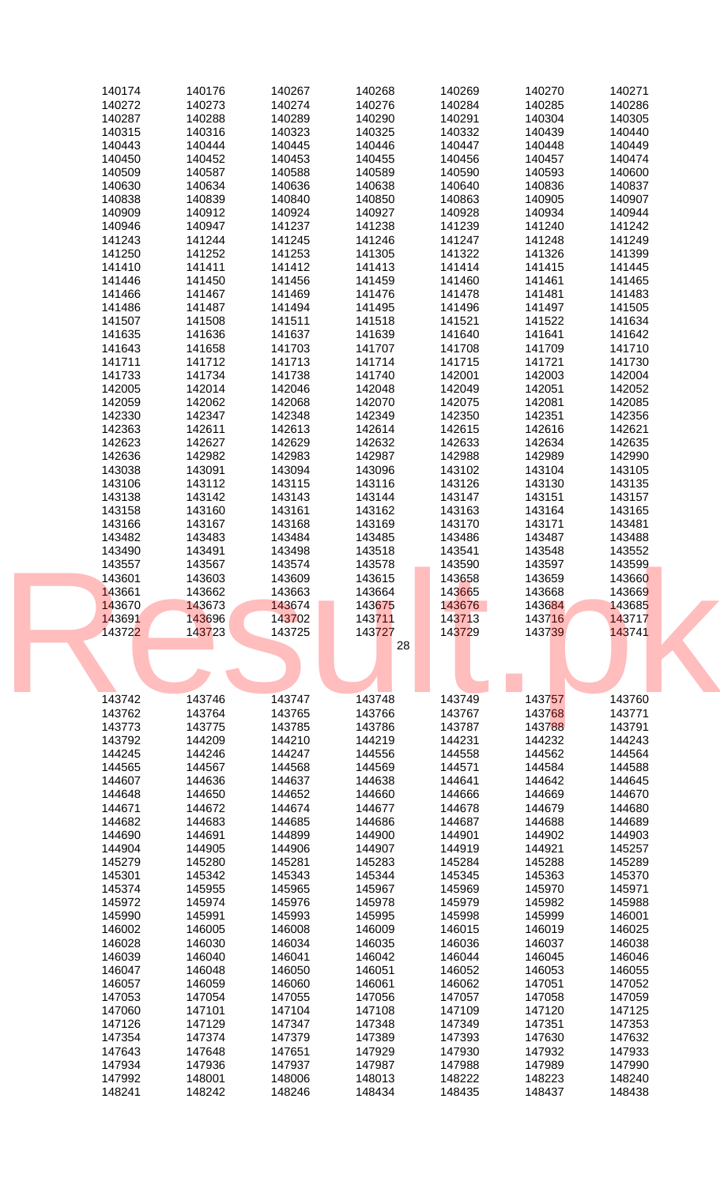| | | | | | | |
|---|---|---|---|---|---|---|
| 140174 | 140176 | 140267 | 140268 | 140269 | 140270 | 140271 |
| 140272 | 140273 | 140274 | 140276 | 140284 | 140285 | 140286 |
| 140287 | 140288 | 140289 | 140290 | 140291 | 140304 | 140305 |
| 140315 | 140316 | 140323 | 140325 | 140332 | 140439 | 140440 |
| 140443 | 140444 | 140445 | 140446 | 140447 | 140448 | 140449 |
| 140450 | 140452 | 140453 | 140455 | 140456 | 140457 | 140474 |
| 140509 | 140587 | 140588 | 140589 | 140590 | 140593 | 140600 |
| 140630 | 140634 | 140636 | 140638 | 140640 | 140836 | 140837 |
| 140838 | 140839 | 140840 | 140850 | 140863 | 140905 | 140907 |
| 140909 | 140912 | 140924 | 140927 | 140928 | 140934 | 140944 |
| 140946 | 140947 | 141237 | 141238 | 141239 | 141240 | 141242 |
| 141243 | 141244 | 141245 | 141246 | 141247 | 141248 | 141249 |
| 141250 | 141252 | 141253 | 141305 | 141322 | 141326 | 141399 |
| 141410 | 141411 | 141412 | 141413 | 141414 | 141415 | 141445 |
| 141446 | 141450 | 141456 | 141459 | 141460 | 141461 | 141465 |
| 141466 | 141467 | 141469 | 141476 | 141478 | 141481 | 141483 |
| 141486 | 141487 | 141494 | 141495 | 141496 | 141497 | 141505 |
| 141507 | 141508 | 141511 | 141518 | 141521 | 141522 | 141634 |
| 141635 | 141636 | 141637 | 141639 | 141640 | 141641 | 141642 |
| 141643 | 141658 | 141703 | 141707 | 141708 | 141709 | 141710 |
| 141711 | 141712 | 141713 | 141714 | 141715 | 141721 | 141730 |
| 141733 | 141734 | 141738 | 141740 | 142001 | 142003 | 142004 |
| 142005 | 142014 | 142046 | 142048 | 142049 | 142051 | 142052 |
| 142059 | 142062 | 142068 | 142070 | 142075 | 142081 | 142085 |
| 142330 | 142347 | 142348 | 142349 | 142350 | 142351 | 142356 |
| 142363 | 142611 | 142613 | 142614 | 142615 | 142616 | 142621 |
| 142623 | 142627 | 142629 | 142632 | 142633 | 142634 | 142635 |
| 142636 | 142982 | 142983 | 142987 | 142988 | 142989 | 142990 |
| 143038 | 143091 | 143094 | 143096 | 143102 | 143104 | 143105 |
| 143106 | 143112 | 143115 | 143116 | 143126 | 143130 | 143135 |
| 143138 | 143142 | 143143 | 143144 | 143147 | 143151 | 143157 |
| 143158 | 143160 | 143161 | 143162 | 143163 | 143164 | 143165 |
| 143166 | 143167 | 143168 | 143169 | 143170 | 143171 | 143481 |
| 143482 | 143483 | 143484 | 143485 | 143486 | 143487 | 143488 |
| 143490 | 143491 | 143498 | 143518 | 143541 | 143548 | 143552 |
| 143557 | 143567 | 143574 | 143578 | 143590 | 143597 | 143599 |
| 143601 | 143603 | 143609 | 143615 | 143658 | 143659 | 143660 |
| 143661 | 143662 | 143663 | 143664 | 143665 | 143668 | 143669 |
| 143670 | 143673 | 143674 | 143675 | 143676 | 143684 | 143685 |
| 143691 | 143696 | 143702 | 143711 | 143713 | 143716 | 143717 |
| 143722 | 143723 | 143725 | 143727 | 143729 | 143739 | 143741 |
| 143742 | 143746 | 143747 | 143748 | 143749 | 143757 | 143760 |
| 143762 | 143764 | 143765 | 143766 | 143767 | 143768 | 143771 |
| 143773 | 143775 | 143785 | 143786 | 143787 | 143788 | 143791 |
| 143792 | 144209 | 144210 | 144219 | 144231 | 144232 | 144243 |
| 144245 | 144246 | 144247 | 144556 | 144558 | 144562 | 144564 |
| 144565 | 144567 | 144568 | 144569 | 144571 | 144584 | 144588 |
| 144607 | 144636 | 144637 | 144638 | 144641 | 144642 | 144645 |
| 144648 | 144650 | 144652 | 144660 | 144666 | 144669 | 144670 |
| 144671 | 144672 | 144674 | 144677 | 144678 | 144679 | 144680 |
| 144682 | 144683 | 144685 | 144686 | 144687 | 144688 | 144689 |
| 144690 | 144691 | 144899 | 144900 | 144901 | 144902 | 144903 |
| 144904 | 144905 | 144906 | 144907 | 144919 | 144921 | 145257 |
| 145279 | 145280 | 145281 | 145283 | 145284 | 145288 | 145289 |
| 145301 | 145342 | 145343 | 145344 | 145345 | 145363 | 145370 |
| 145374 | 145955 | 145965 | 145967 | 145969 | 145970 | 145971 |
| 145972 | 145974 | 145976 | 145978 | 145979 | 145982 | 145988 |
| 145990 | 145991 | 145993 | 145995 | 145998 | 145999 | 146001 |
| 146002 | 146005 | 146008 | 146009 | 146015 | 146019 | 146025 |
| 146028 | 146030 | 146034 | 146035 | 146036 | 146037 | 146038 |
| 146039 | 146040 | 146041 | 146042 | 146044 | 146045 | 146046 |
| 146047 | 146048 | 146050 | 146051 | 146052 | 146053 | 146055 |
| 146057 | 146059 | 146060 | 146061 | 146062 | 147051 | 147052 |
| 147053 | 147054 | 147055 | 147056 | 147057 | 147058 | 147059 |
| 147060 | 147101 | 147104 | 147108 | 147109 | 147120 | 147125 |
| 147126 | 147129 | 147347 | 147348 | 147349 | 147351 | 147353 |
| 147354 | 147374 | 147379 | 147389 | 147393 | 147630 | 147632 |
| 147643 | 147648 | 147651 | 147929 | 147930 | 147932 | 147933 |
| 147934 | 147936 | 147937 | 147987 | 147988 | 147989 | 147990 |
| 147992 | 148001 | 148006 | 148013 | 148222 | 148223 | 148240 |
| 148241 | 148242 | 148246 | 148434 | 148435 | 148437 | 148438 |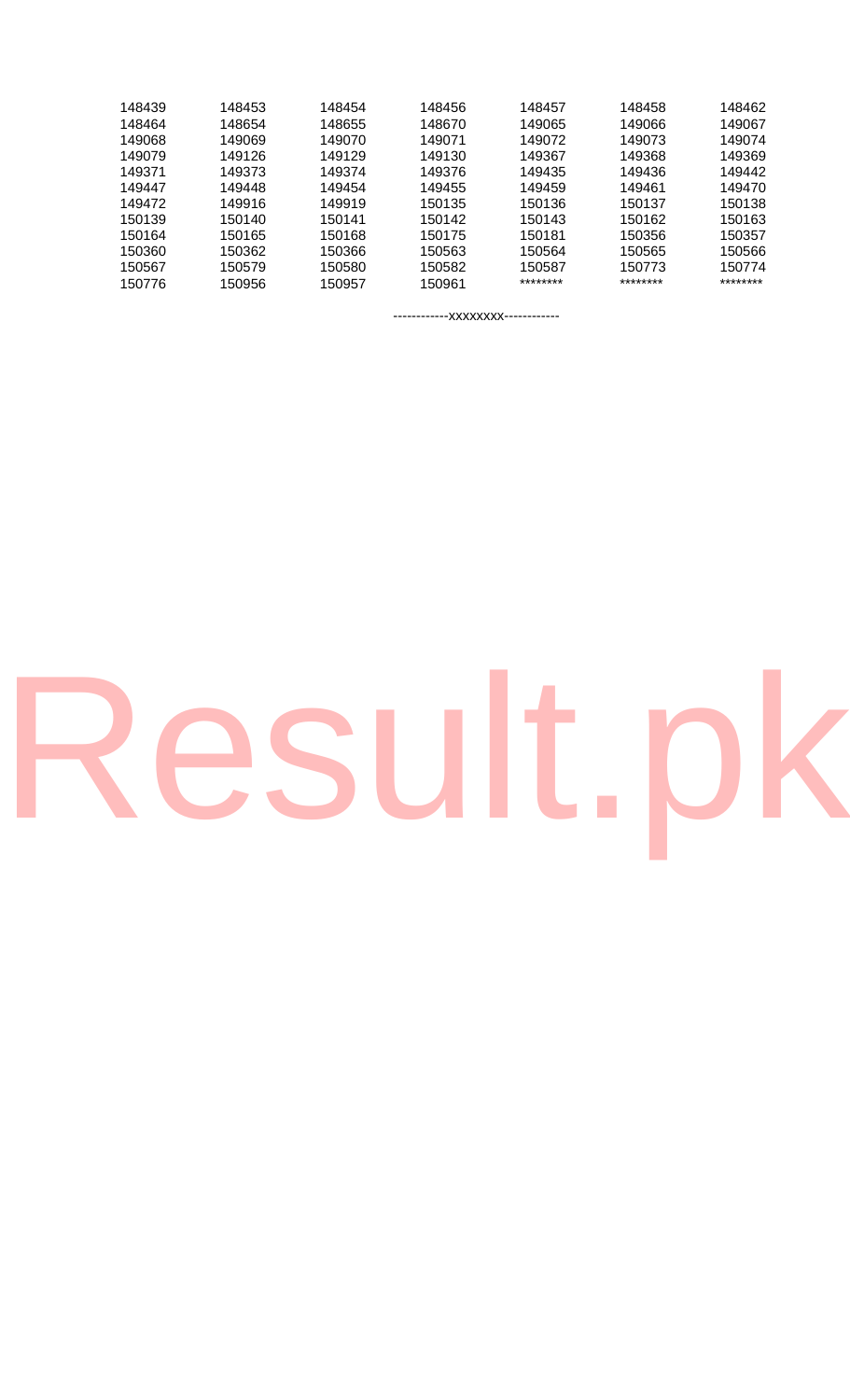| | | | | | | |
|---|---|---|---|---|---|---|
| 148439 | 148453 | 148454 | 148456 | 148457 | 148458 | 148462 |
| 148464 | 148654 | 148655 | 148670 | 149065 | 149066 | 149067 |
| 149068 | 149069 | 149070 | 149071 | 149072 | 149073 | 149074 |
| 149079 | 149126 | 149129 | 149130 | 149367 | 149368 | 149369 |
| 149371 | 149373 | 149374 | 149376 | 149435 | 149436 | 149442 |
| 149447 | 149448 | 149454 | 149455 | 149459 | 149461 | 149470 |
| 149472 | 149916 | 149919 | 150135 | 150136 | 150137 | 150138 |
| 150139 | 150140 | 150141 | 150142 | 150143 | 150162 | 150163 |
| 150164 | 150165 | 150168 | 150175 | 150181 | 150356 | 150357 |
| 150360 | 150362 | 150366 | 150563 | 150564 | 150565 | 150566 |
| 150567 | 150579 | 150580 | 150582 | 150587 | 150773 | 150774 |
| 150776 | 150956 | 150957 | 150961 | ******** | ******** | ******** |

------------xxxxxxx------------